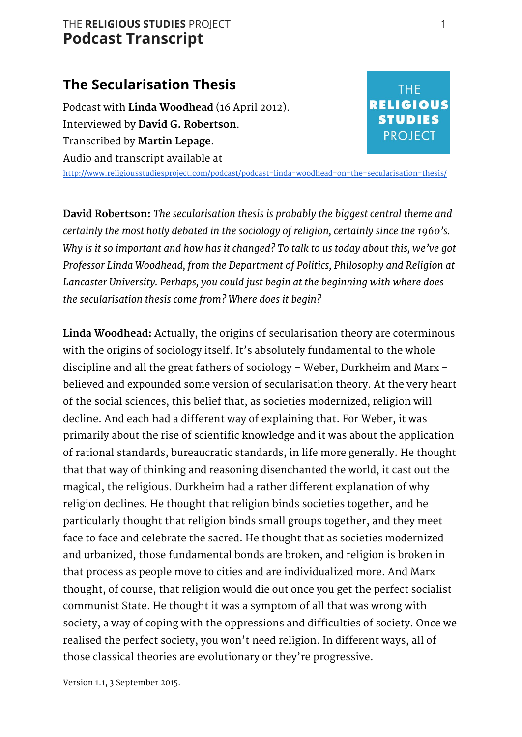# The Secularisation Thesis

Podcast with **Linda Woodhead** (16 April 2012).
Interviewed by **David G. Robertson**.
Transcribed by **Martin Lepage**.
Audio and transcript available at
http://www.religiousstudiesproject.com/podcast/podcast-linda-woodhead-on-the-secularisation-thesis/

**David Robertson:** *The secularisation thesis is probably the biggest central theme and certainly the most hotly debated in the sociology of religion, certainly since the 1960's. Why is it so important and how has it changed? To talk to us today about this, we've got Professor Linda Woodhead, from the Department of Politics, Philosophy and Religion at Lancaster University. Perhaps, you could just begin at the beginning with where does the secularisation thesis come from? Where does it begin?*

**Linda Woodhead:** Actually, the origins of secularisation theory are coterminous with the origins of sociology itself. It's absolutely fundamental to the whole discipline and all the great fathers of sociology – Weber, Durkheim and Marx – believed and expounded some version of secularisation theory. At the very heart of the social sciences, this belief that, as societies modernized, religion will decline. And each had a different way of explaining that. For Weber, it was primarily about the rise of scientific knowledge and it was about the application of rational standards, bureaucratic standards, in life more generally. He thought that that way of thinking and reasoning disenchanted the world, it cast out the magical, the religious. Durkheim had a rather different explanation of why religion declines. He thought that religion binds societies together, and he particularly thought that religion binds small groups together, and they meet face to face and celebrate the sacred. He thought that as societies modernized and urbanized, those fundamental bonds are broken, and religion is broken in that process as people move to cities and are individualized more. And Marx thought, of course, that religion would die out once you get the perfect socialist communist State. He thought it was a symptom of all that was wrong with society, a way of coping with the oppressions and difficulties of society. Once we realised the perfect society, you won't need religion. In different ways, all of those classical theories are evolutionary or they're progressive.

Version 1.1, 3 September 2015.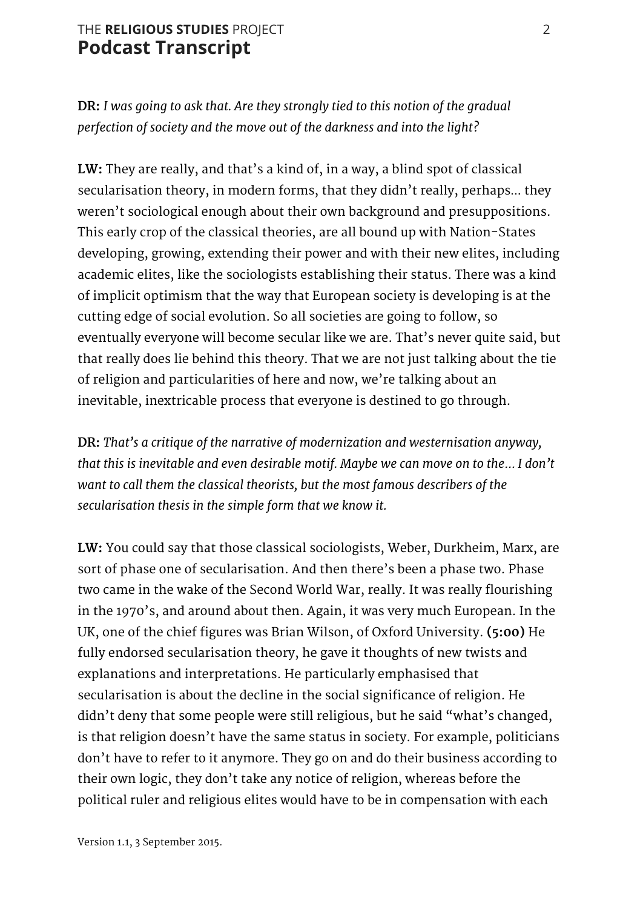**DR:** *I was going to ask that. Are they strongly tied to this notion of the gradual perfection of society and the move out of the darkness and into the light?*

**LW:** They are really, and that's a kind of, in a way, a blind spot of classical secularisation theory, in modern forms, that they didn't really, perhaps... they weren't sociological enough about their own background and presuppositions. This early crop of the classical theories, are all bound up with Nation-States developing, growing, extending their power and with their new elites, including academic elites, like the sociologists establishing their status. There was a kind of implicit optimism that the way that European society is developing is at the cutting edge of social evolution. So all societies are going to follow, so eventually everyone will become secular like we are. That's never quite said, but that really does lie behind this theory. That we are not just talking about the tie of religion and particularities of here and now, we're talking about an inevitable, inextricable process that everyone is destined to go through.

**DR:** *That's a critique of the narrative of modernization and westernisation anyway, that this is inevitable and even desirable motif. Maybe we can move on to the... I don't want to call them the classical theorists, but the most famous describers of the secularisation thesis in the simple form that we know it.*

**LW:** You could say that those classical sociologists, Weber, Durkheim, Marx, are sort of phase one of secularisation. And then there's been a phase two. Phase two came in the wake of the Second World War, really. It was really flourishing in the 1970's, and around about then. Again, it was very much European. In the UK, one of the chief figures was Brian Wilson, of Oxford University. **(5:00)** He fully endorsed secularisation theory, he gave it thoughts of new twists and explanations and interpretations. He particularly emphasised that secularisation is about the decline in the social significance of religion. He didn't deny that some people were still religious, but he said "what's changed, is that religion doesn't have the same status in society. For example, politicians don't have to refer to it anymore. They go on and do their business according to their own logic, they don't take any notice of religion, whereas before the political ruler and religious elites would have to be in compensation with each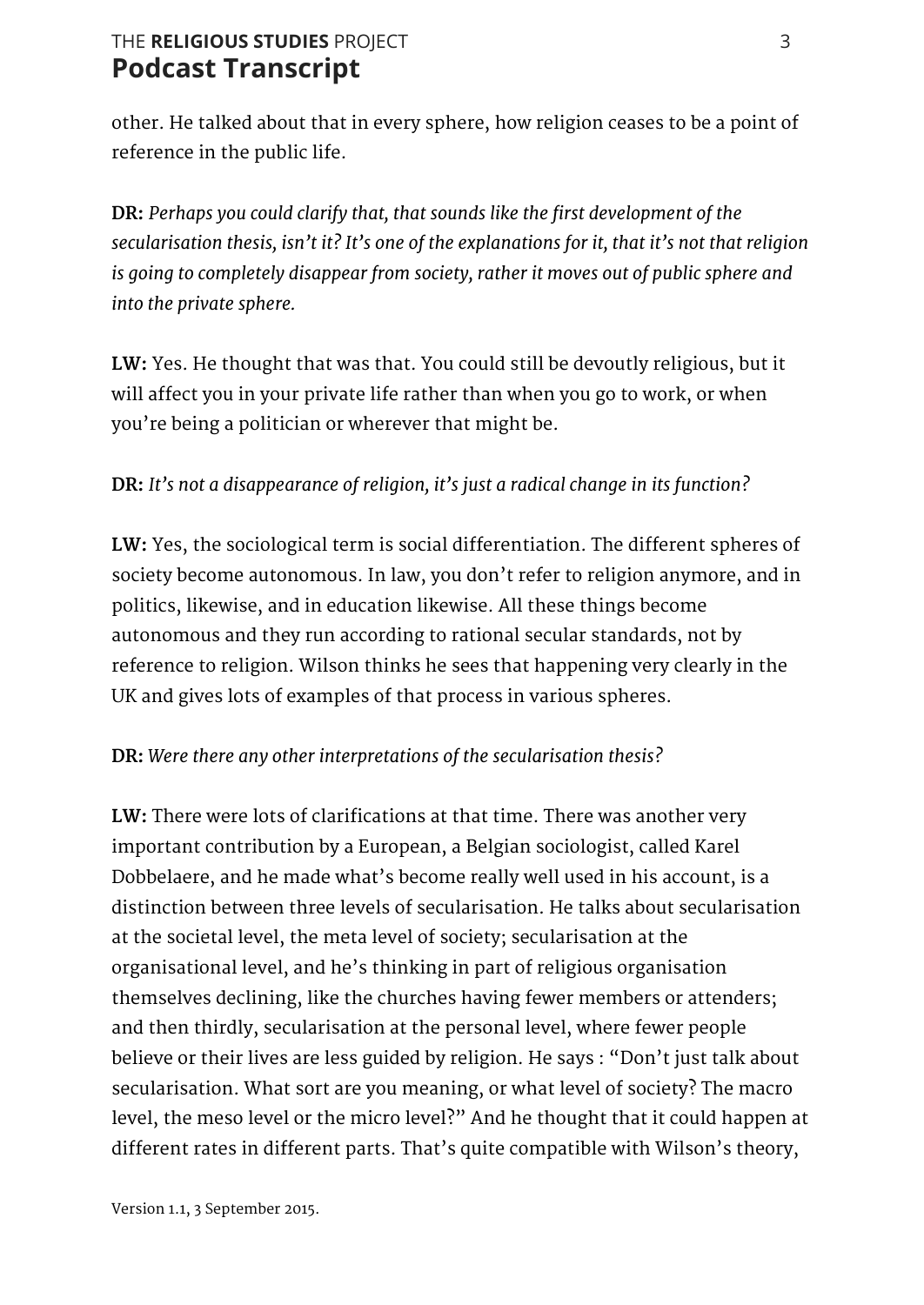other. He talked about that in every sphere, how religion ceases to be a point of reference in the public life.

**DR:** *Perhaps you could clarify that, that sounds like the first development of the secularisation thesis, isn't it? It's one of the explanations for it, that it's not that religion is going to completely disappear from society, rather it moves out of public sphere and into the private sphere.*

**LW:** Yes. He thought that was that. You could still be devoutly religious, but it will affect you in your private life rather than when you go to work, or when you're being a politician or wherever that might be.

**DR:** *It's not a disappearance of religion, it's just a radical change in its function?*

**LW:** Yes, the sociological term is social differentiation. The different spheres of society become autonomous. In law, you don't refer to religion anymore, and in politics, likewise, and in education likewise. All these things become autonomous and they run according to rational secular standards, not by reference to religion. Wilson thinks he sees that happening very clearly in the UK and gives lots of examples of that process in various spheres.

**DR:** *Were there any other interpretations of the secularisation thesis?*

**LW:** There were lots of clarifications at that time. There was another very important contribution by a European, a Belgian sociologist, called Karel Dobbelaere, and he made what's become really well used in his account, is a distinction between three levels of secularisation. He talks about secularisation at the societal level, the meta level of society; secularisation at the organisational level, and he's thinking in part of religious organisation themselves declining, like the churches having fewer members or attenders; and then thirdly, secularisation at the personal level, where fewer people believe or their lives are less guided by religion. He says : "Don't just talk about secularisation. What sort are you meaning, or what level of society? The macro level, the meso level or the micro level?" And he thought that it could happen at different rates in different parts. That's quite compatible with Wilson's theory,

Version 1.1, 3 September 2015.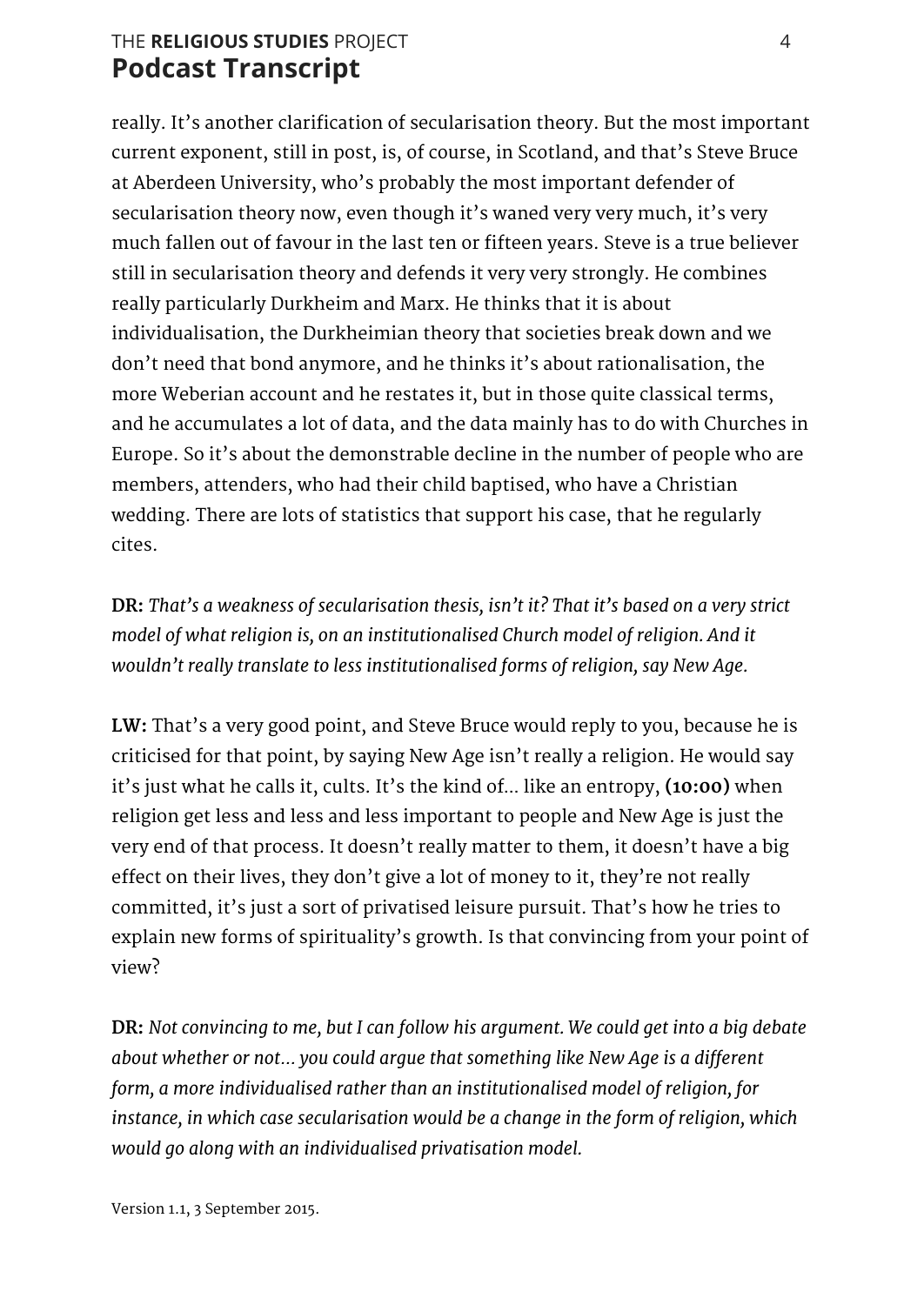really. It's another clarification of secularisation theory. But the most important current exponent, still in post, is, of course, in Scotland, and that's Steve Bruce at Aberdeen University, who's probably the most important defender of secularisation theory now, even though it's waned very very much, it's very much fallen out of favour in the last ten or fifteen years. Steve is a true believer still in secularisation theory and defends it very very strongly. He combines really particularly Durkheim and Marx. He thinks that it is about individualisation, the Durkheimian theory that societies break down and we don't need that bond anymore, and he thinks it's about rationalisation, the more Weberian account and he restates it, but in those quite classical terms, and he accumulates a lot of data, and the data mainly has to do with Churches in Europe. So it's about the demonstrable decline in the number of people who are members, attenders, who had their child baptised, who have a Christian wedding. There are lots of statistics that support his case, that he regularly cites.

**DR:** *That's a weakness of secularisation thesis, isn't it? That it's based on a very strict model of what religion is, on an institutionalised Church model of religion. And it wouldn't really translate to less institutionalised forms of religion, say New Age.*

**LW:** That's a very good point, and Steve Bruce would reply to you, because he is criticised for that point, by saying New Age isn't really a religion. He would say it's just what he calls it, cults. It's the kind of... like an entropy, **(10:00)** when religion get less and less and less important to people and New Age is just the very end of that process. It doesn't really matter to them, it doesn't have a big effect on their lives, they don't give a lot of money to it, they're not really committed, it's just a sort of privatised leisure pursuit. That's how he tries to explain new forms of spirituality's growth. Is that convincing from your point of view?

**DR:** *Not convincing to me, but I can follow his argument. We could get into a big debate about whether or not... you could argue that something like New Age is a different form, a more individualised rather than an institutionalised model of religion, for instance, in which case secularisation would be a change in the form of religion, which would go along with an individualised privatisation model.*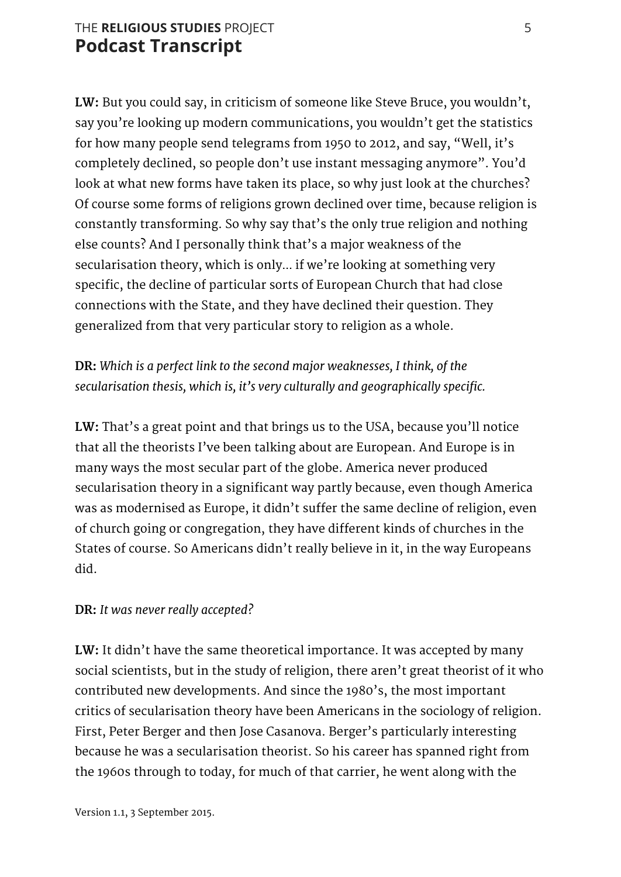**LW:** But you could say, in criticism of someone like Steve Bruce, you wouldn't, say you're looking up modern communications, you wouldn't get the statistics for how many people send telegrams from 1950 to 2012, and say, "Well, it's completely declined, so people don't use instant messaging anymore". You'd look at what new forms have taken its place, so why just look at the churches? Of course some forms of religions grown declined over time, because religion is constantly transforming. So why say that's the only true religion and nothing else counts? And I personally think that's a major weakness of the secularisation theory, which is only… if we're looking at something very specific, the decline of particular sorts of European Church that had close connections with the State, and they have declined their question. They generalized from that very particular story to religion as a whole.

**DR:** *Which is a perfect link to the second major weaknesses, I think, of the secularisation thesis, which is, it's very culturally and geographically specific.*

**LW:** That's a great point and that brings us to the USA, because you'll notice that all the theorists I've been talking about are European. And Europe is in many ways the most secular part of the globe. America never produced secularisation theory in a significant way partly because, even though America was as modernised as Europe, it didn't suffer the same decline of religion, even of church going or congregation, they have different kinds of churches in the States of course. So Americans didn't really believe in it, in the way Europeans did.

**DR:** *It was never really accepted?*

**LW:** It didn't have the same theoretical importance. It was accepted by many social scientists, but in the study of religion, there aren't great theorist of it who contributed new developments. And since the 1980's, the most important critics of secularisation theory have been Americans in the sociology of religion. First, Peter Berger and then Jose Casanova. Berger's particularly interesting because he was a secularisation theorist. So his career has spanned right from the 1960s through to today, for much of that carrier, he went along with the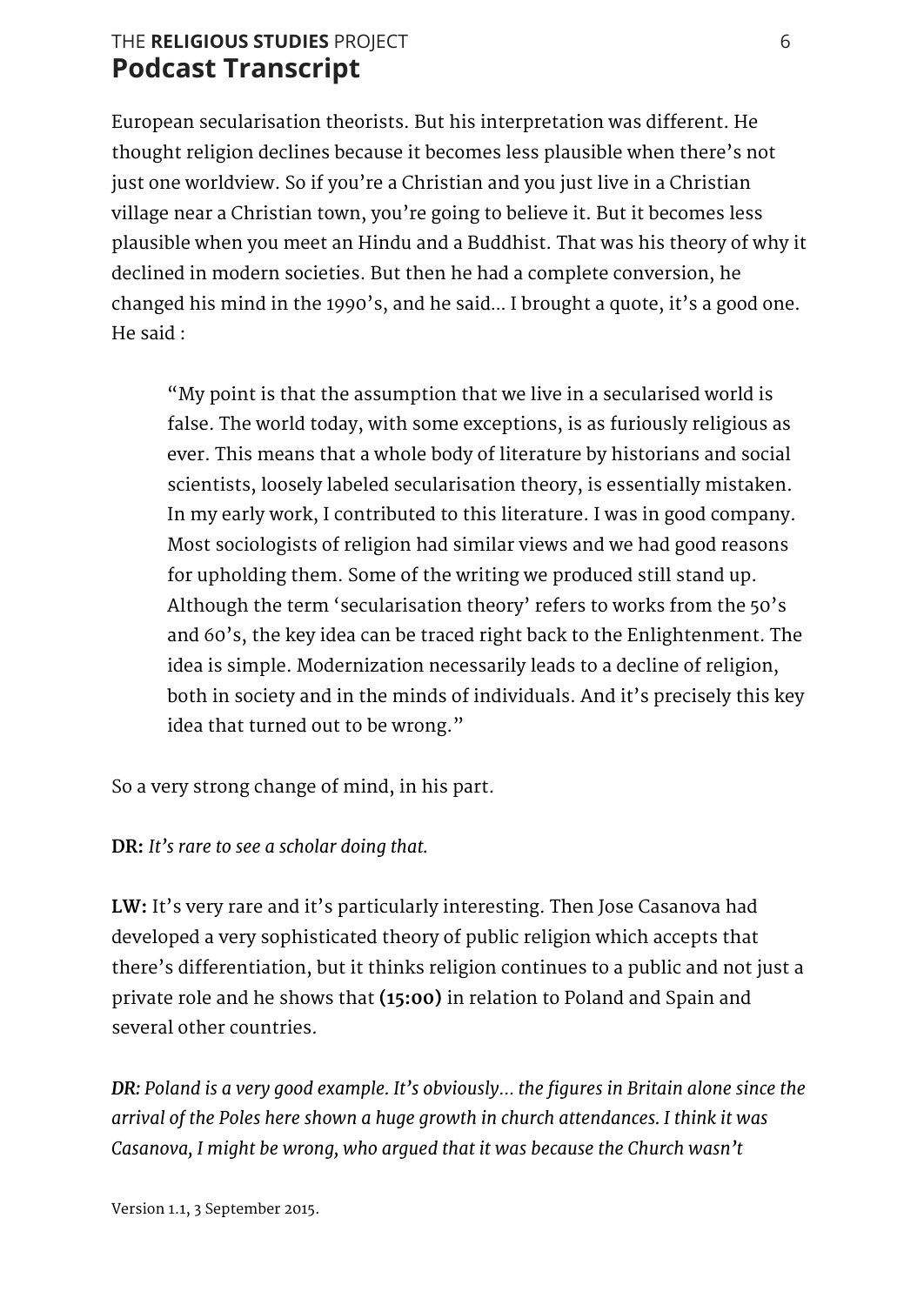European secularisation theorists. But his interpretation was different. He thought religion declines because it becomes less plausible when there's not just one worldview. So if you're a Christian and you just live in a Christian village near a Christian town, you're going to believe it. But it becomes less plausible when you meet an Hindu and a Buddhist. That was his theory of why it declined in modern societies. But then he had a complete conversion, he changed his mind in the 1990's, and he said… I brought a quote, it's a good one. He said :

> "My point is that the assumption that we live in a secularised world is false. The world today, with some exceptions, is as furiously religious as ever. This means that a whole body of literature by historians and social scientists, loosely labeled secularisation theory, is essentially mistaken. In my early work, I contributed to this literature. I was in good company. Most sociologists of religion had similar views and we had good reasons for upholding them. Some of the writing we produced still stand up. Although the term 'secularisation theory' refers to works from the 50's and 60's, the key idea can be traced right back to the Enlightenment. The idea is simple. Modernization necessarily leads to a decline of religion, both in society and in the minds of individuals. And it's precisely this key idea that turned out to be wrong."

So a very strong change of mind, in his part.

**DR:** *It's rare to see a scholar doing that.*

**LW:** It's very rare and it's particularly interesting. Then Jose Casanova had developed a very sophisticated theory of public religion which accepts that there's differentiation, but it thinks religion continues to a public and not just a private role and he shows that **(15:00)** in relation to Poland and Spain and several other countries.

***DR:*** *Poland is a very good example. It's obviously… the figures in Britain alone since the arrival of the Poles here shown a huge growth in church attendances. I think it was Casanova, I might be wrong, who argued that it was because the Church wasn't*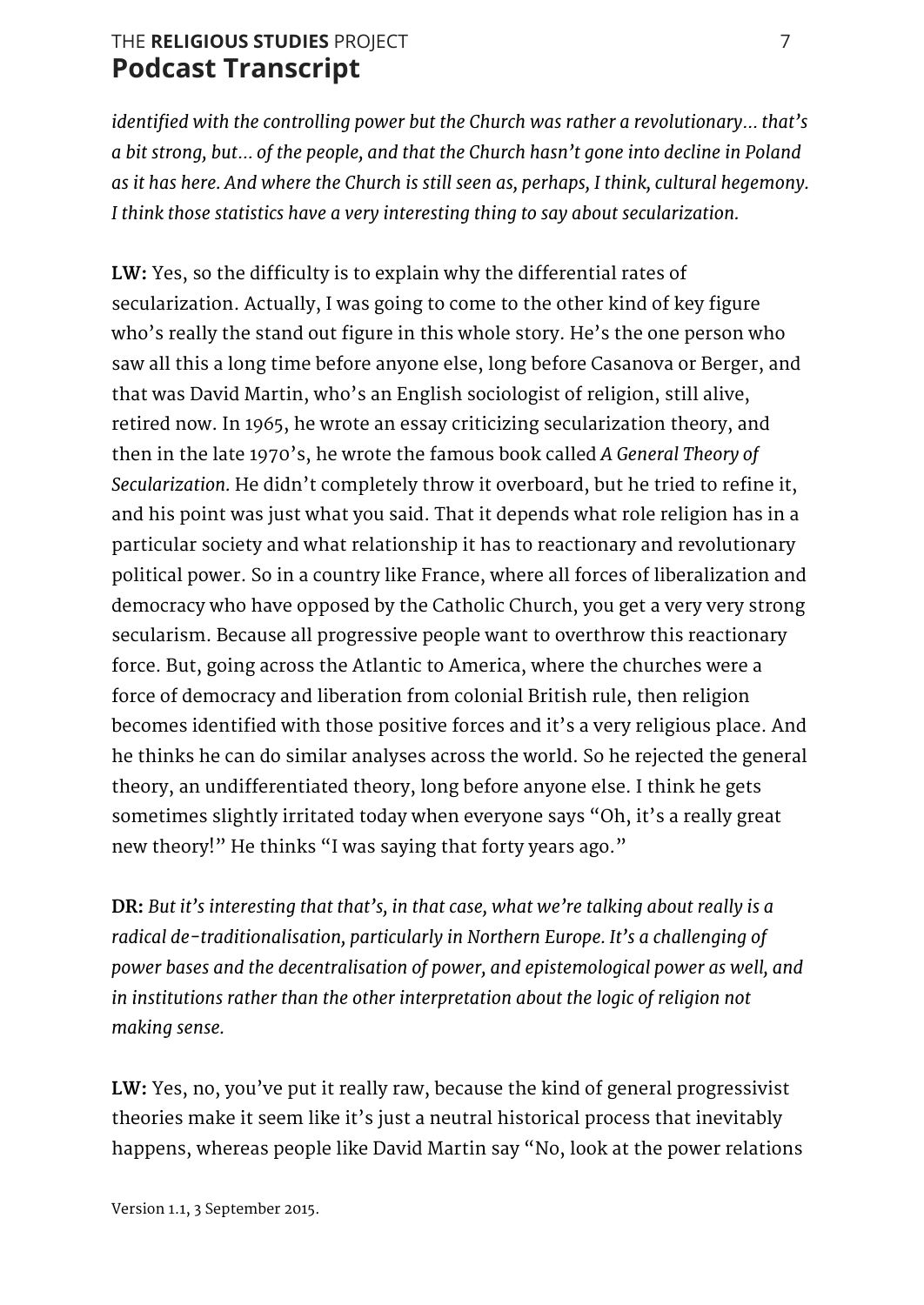*identified with the controlling power but the Church was rather a revolutionary… that's a bit strong, but… of the people, and that the Church hasn't gone into decline in Poland as it has here. And where the Church is still seen as, perhaps, I think, cultural hegemony. I think those statistics have a very interesting thing to say about secularization.*

**LW:** Yes, so the difficulty is to explain why the differential rates of secularization. Actually, I was going to come to the other kind of key figure who's really the stand out figure in this whole story. He's the one person who saw all this a long time before anyone else, long before Casanova or Berger, and that was David Martin, who's an English sociologist of religion, still alive, retired now. In 1965, he wrote an essay criticizing secularization theory, and then in the late 1970's, he wrote the famous book called *A General Theory of Secularization.* He didn't completely throw it overboard, but he tried to refine it, and his point was just what you said. That it depends what role religion has in a particular society and what relationship it has to reactionary and revolutionary political power. So in a country like France, where all forces of liberalization and democracy who have opposed by the Catholic Church, you get a very very strong secularism. Because all progressive people want to overthrow this reactionary force. But, going across the Atlantic to America, where the churches were a force of democracy and liberation from colonial British rule, then religion becomes identified with those positive forces and it's a very religious place. And he thinks he can do similar analyses across the world. So he rejected the general theory, an undifferentiated theory, long before anyone else. I think he gets sometimes slightly irritated today when everyone says "Oh, it's a really great new theory!" He thinks "I was saying that forty years ago."

**DR:** *But it's interesting that that's, in that case, what we're talking about really is a radical de-traditionalisation, particularly in Northern Europe. It's a challenging of power bases and the decentralisation of power, and epistemological power as well, and in institutions rather than the other interpretation about the logic of religion not making sense.*

**LW:** Yes, no, you've put it really raw, because the kind of general progressivist theories make it seem like it's just a neutral historical process that inevitably happens, whereas people like David Martin say "No, look at the power relations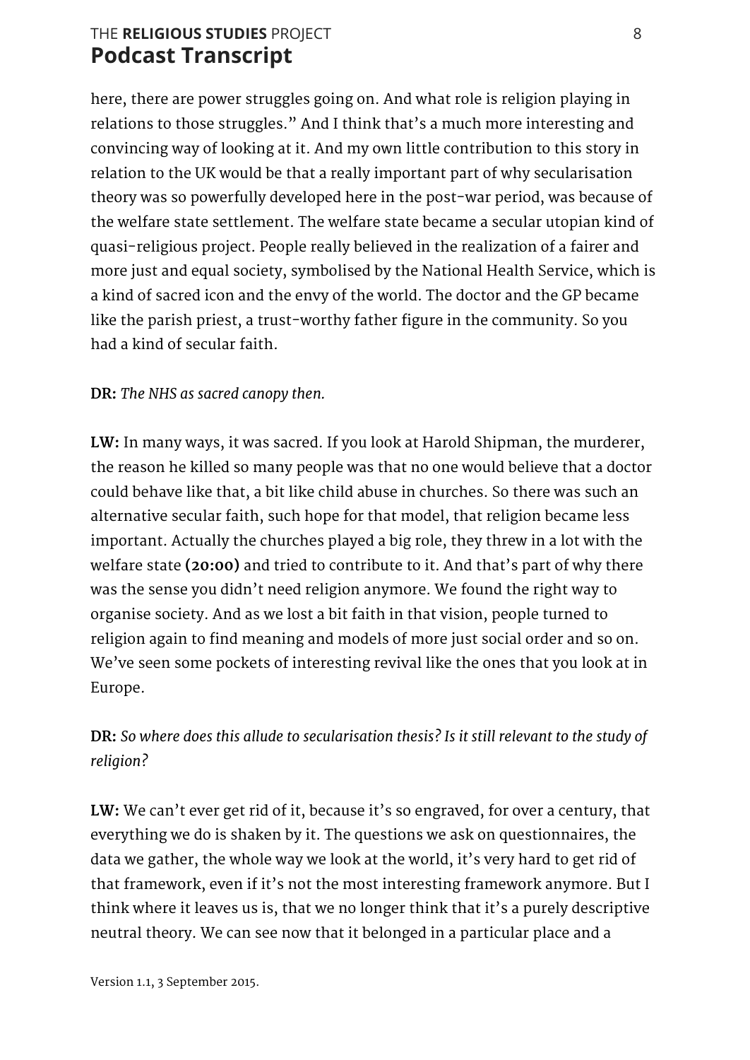here, there are power struggles going on. And what role is religion playing in relations to those struggles." And I think that's a much more interesting and convincing way of looking at it. And my own little contribution to this story in relation to the UK would be that a really important part of why secularisation theory was so powerfully developed here in the post-war period, was because of the welfare state settlement. The welfare state became a secular utopian kind of quasi-religious project. People really believed in the realization of a fairer and more just and equal society, symbolised by the National Health Service, which is a kind of sacred icon and the envy of the world. The doctor and the GP became like the parish priest, a trust-worthy father figure in the community. So you had a kind of secular faith.

**DR:** *The NHS as sacred canopy then.*

**LW:** In many ways, it was sacred. If you look at Harold Shipman, the murderer, the reason he killed so many people was that no one would believe that a doctor could behave like that, a bit like child abuse in churches. So there was such an alternative secular faith, such hope for that model, that religion became less important. Actually the churches played a big role, they threw in a lot with the welfare state **(20:00)** and tried to contribute to it. And that's part of why there was the sense you didn't need religion anymore. We found the right way to organise society. And as we lost a bit faith in that vision, people turned to religion again to find meaning and models of more just social order and so on. We've seen some pockets of interesting revival like the ones that you look at in Europe.

**DR:** *So where does this allude to secularisation thesis? Is it still relevant to the study of religion?*

**LW:** We can't ever get rid of it, because it's so engraved, for over a century, that everything we do is shaken by it. The questions we ask on questionnaires, the data we gather, the whole way we look at the world, it's very hard to get rid of that framework, even if it's not the most interesting framework anymore. But I think where it leaves us is, that we no longer think that it's a purely descriptive neutral theory. We can see now that it belonged in a particular place and a

Version 1.1, 3 September 2015.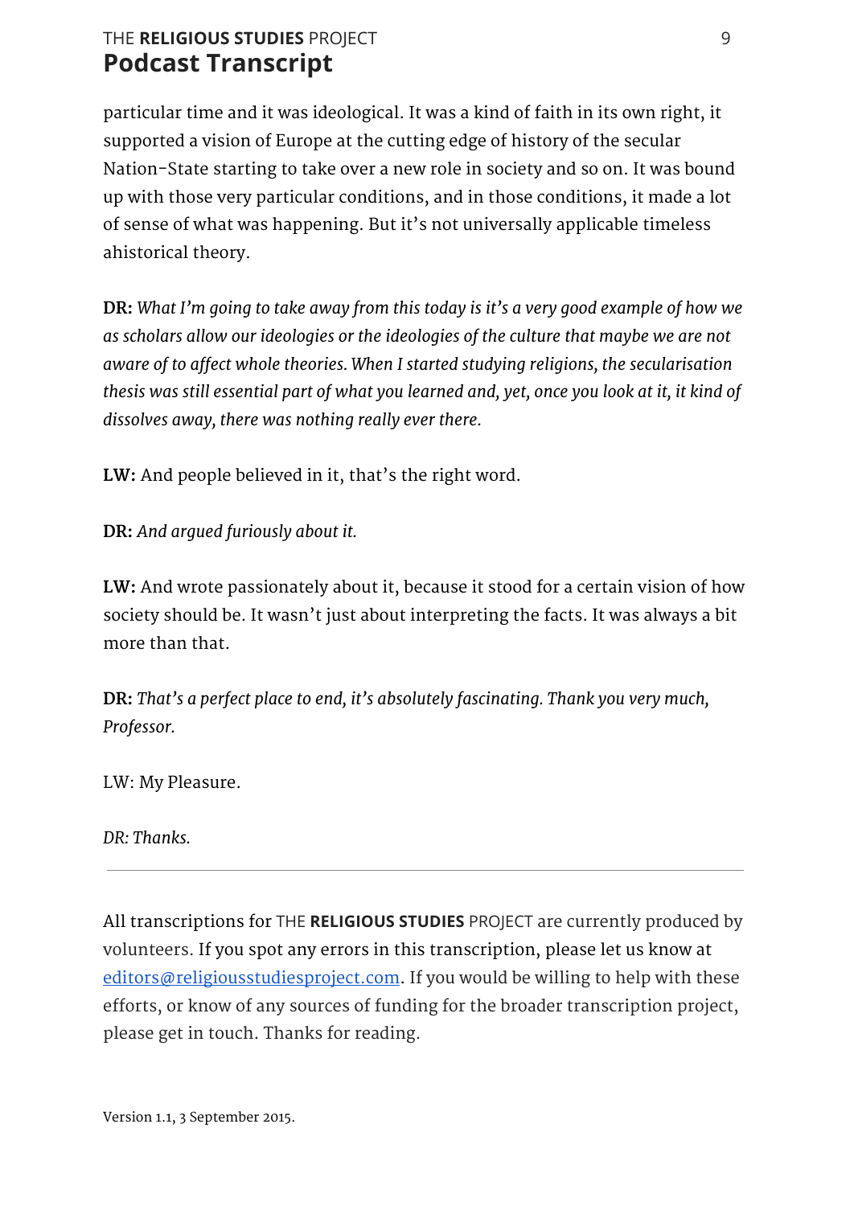particular time and it was ideological. It was a kind of faith in its own right, it supported a vision of Europe at the cutting edge of history of the secular Nation-State starting to take over a new role in society and so on. It was bound up with those very particular conditions, and in those conditions, it made a lot of sense of what was happening. But it's not universally applicable timeless ahistorical theory.

**DR:** *What I'm going to take away from this today is it's a very good example of how we as scholars allow our ideologies or the ideologies of the culture that maybe we are not aware of to affect whole theories. When I started studying religions, the secularisation thesis was still essential part of what you learned and, yet, once you look at it, it kind of dissolves away, there was nothing really ever there.*

**LW:** And people believed in it, that's the right word.

**DR:** *And argued furiously about it.*

**LW:** And wrote passionately about it, because it stood for a certain vision of how society should be. It wasn't just about interpreting the facts. It was always a bit more than that.

**DR:** *That's a perfect place to end, it's absolutely fascinating. Thank you very much, Professor.*

LW: My Pleasure.

*DR: Thanks.*

---

All transcriptions for THE **RELIGIOUS STUDIES** PROJECT are currently produced by volunteers. If you spot any errors in this transcription, please let us know at editors@religiousstudiesproject.com. If you would be willing to help with these efforts, or know of any sources of funding for the broader transcription project, please get in touch. Thanks for reading.

Version 1.1, 3 September 2015.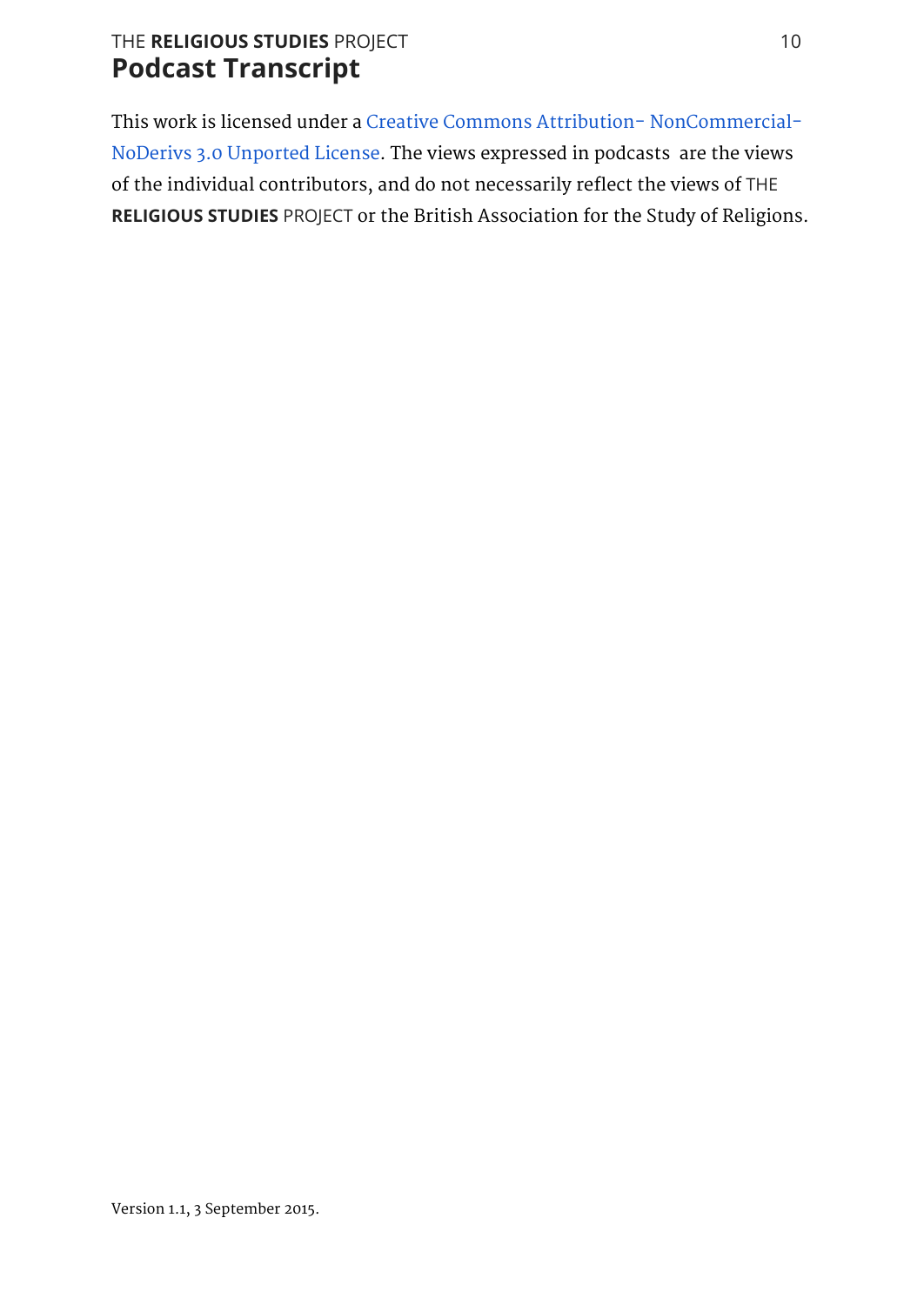This work is licensed under a Creative Commons Attribution- NonCommercial- NoDerivs 3.0 Unported License. The views expressed in podcasts are the views of the individual contributors, and do not necessarily reflect the views of THE **RELIGIOUS STUDIES** PROJECT or the British Association for the Study of Religions.

Version 1.1, 3 September 2015.